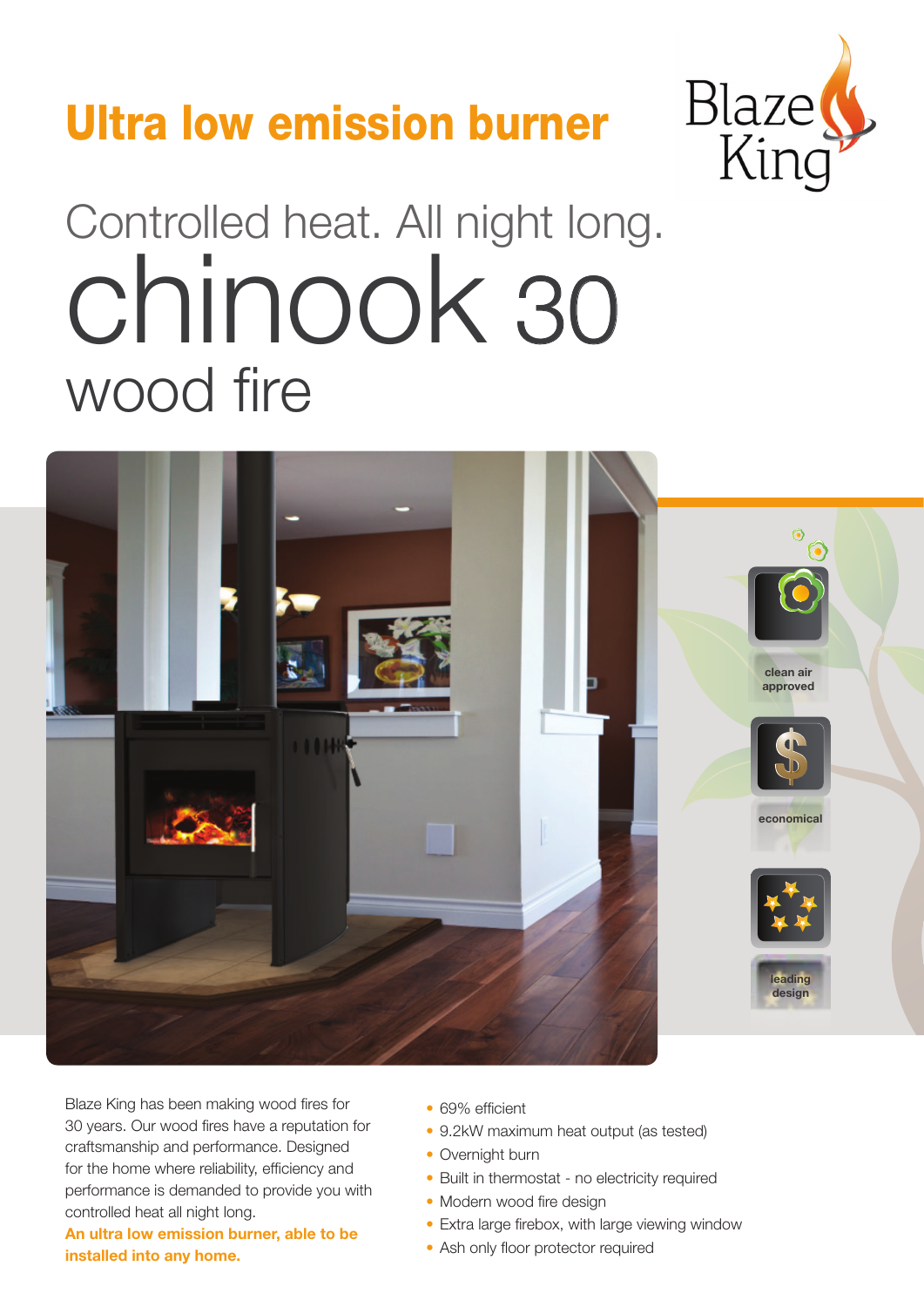# Ultra low emission burner

Blaze King

## Controlled heat. All night long.

# chinook 30

## wood fire

clean air approved

economical

leading design

Blaze King has been making wood fires for 30 years. Our wood fires have a reputation for craftsmanship and performance. Designed for the home where reliability, efficiency and performance is demanded to provide you with controlled heat all night long.

**An ultra low emission burner, able to be installed into any home.**

- 69% efficient
- 9.2kW maximum heat output (as tested)
- Overnight burn
- Built in thermostat - no electricity required
- Modern wood fire design
- Extra large firebox, with large viewing window
- Ash only floor protector required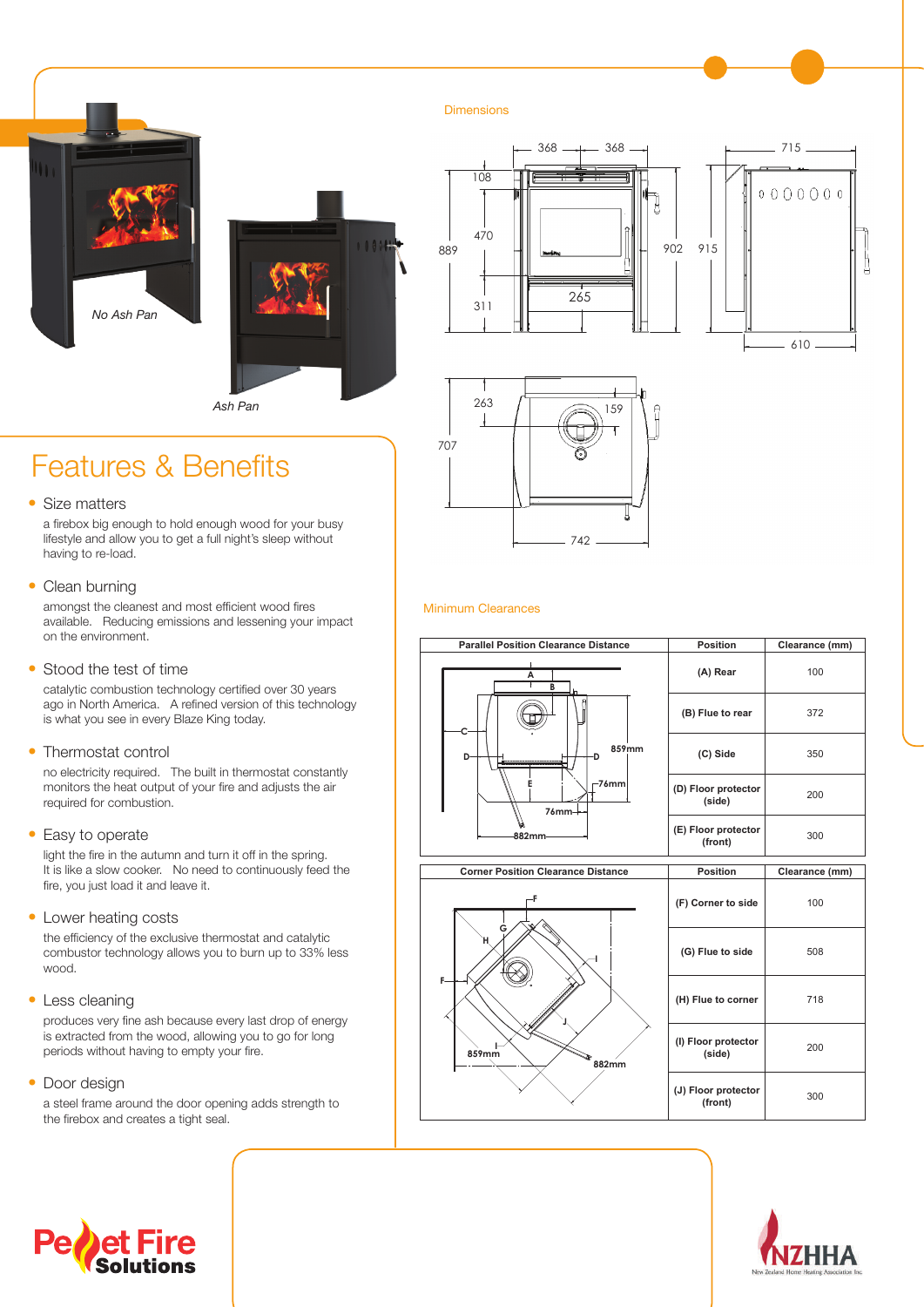No Ash Pan

Ash Pan

# Features & Benefits

- Size matters

  a firebox big enough to hold enough wood for your busy lifestyle and allow you to get a full night's sleep without having to re-load.

- Clean burning

  amongst the cleanest and most efficient wood fires available. Reducing emissions and lessening your impact on the environment.

- Stood the test of time

  catalytic combustion technology certified over 30 years ago in North America. A refined version of this technology is what you see in every Blaze King today.

- Thermostat control

  no electricity required. The built in thermostat constantly monitors the heat output of your fire and adjusts the air required for combustion.

- Easy to operate

  light the fire in the autumn and turn it off in the spring. It is like a slow cooker. No need to continuously feed the fire, you just load it and leave it.

- Lower heating costs

  the efficiency of the exclusive thermostat and catalytic combustor technology allows you to burn up to 33% less wood.

- Less cleaning

  produces very fine ash because every last drop of energy is extracted from the wood, allowing you to go for long periods without having to empty your fire.

- Door design

  a steel frame around the door opening adds strength to the firebox and creates a tight seal.

## Dimensions

368
368
108
470
889
311
265
902
715
915
610
263
159
707
742

## Minimum Clearances

| Parallel Position Clearance Distance | Position | Clearance (mm) |
|---|---|---|
| | (A) Rear | 100 |
| | (B) Flue to rear | 372 |
| | (C) Side | 350 |
| | (D) Floor protector (side) | 200 |
| | (E) Floor protector (front) | 300 |

A
B
C
D
D
E
859mm
76mm
76mm
882mm

| Corner Position Clearance Distance | Position | Clearance (mm) |
|---|---|---|
| | (F) Corner to side | 100 |
| | (G) Flue to side | 508 |
| | (H) Flue to corner | 718 |
| | (I) Floor protector (side) | 200 |
| | (J) Floor protector (front) | 300 |

F
G
H
F
I
J
I
859mm
882mm

Pellet Fire Solutions

NZHHA
New Zealand Home Heating Association Inc.